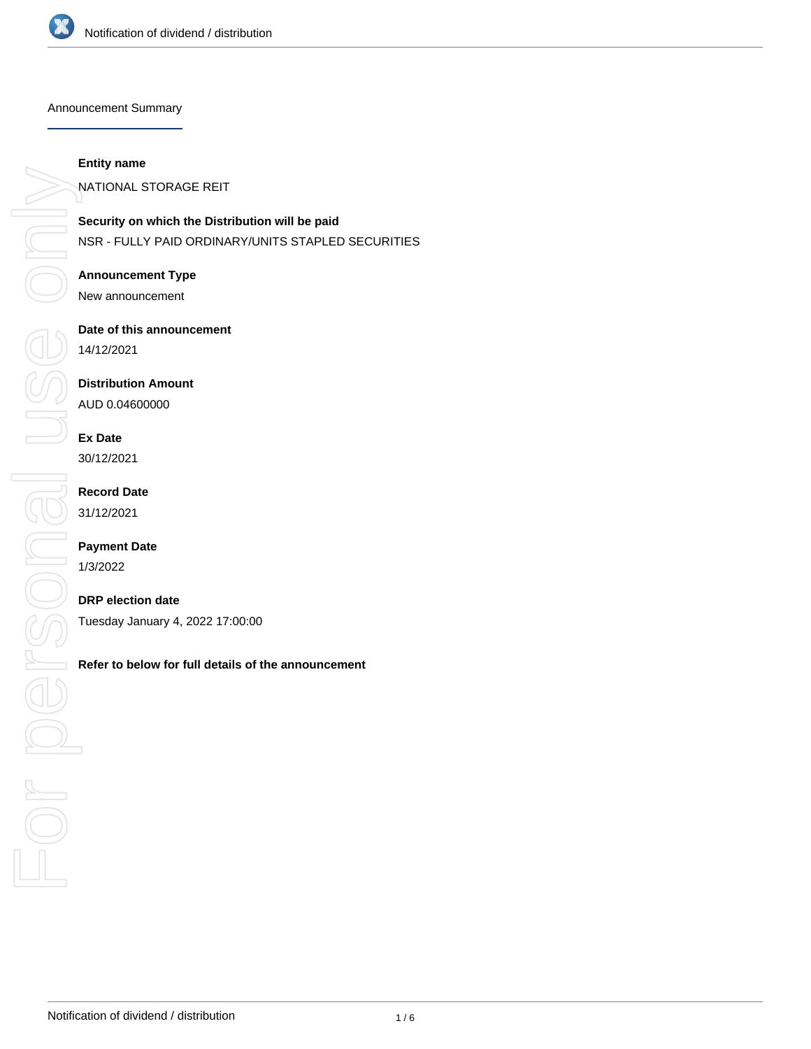Announcement Summary

**Entity name**

NATIONAL STORAGE REIT

**Security on which the Distribution will be paid**

NSR - FULLY PAID ORDINARY/UNITS STAPLED SECURITIES

**Announcement Type**

New announcement

**Date of this announcement**

14/12/2021

**Distribution Amount**

AUD 0.04600000

**Ex Date**

30/12/2021

**Record Date**

31/12/2021

**Payment Date**

1/3/2022

**DRP election date**

Tuesday January 4, 2022 17:00:00

**Refer to below for full details of the announcement**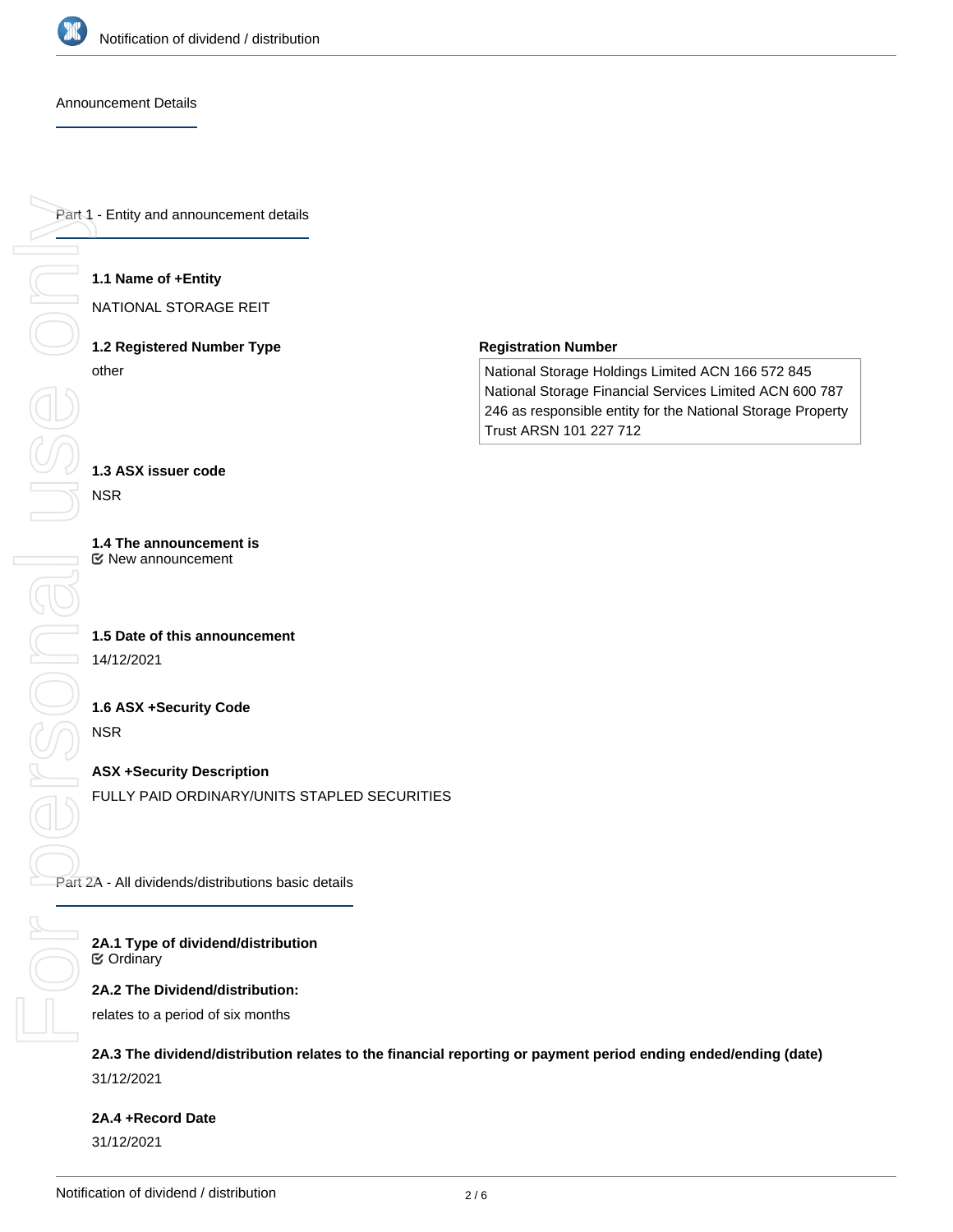Announcement Details

## Part 1 - Entity and announcement details

**1.1 Name of +Entity**

NATIONAL STORAGE REIT

**1.2 Registered Number Type**

other

**Registration Number**

National Storage Holdings Limited ACN 166 572 845 National Storage Financial Services Limited ACN 600 787 246 as responsible entity for the National Storage Property Trust ARSN 101 227 712

**1.3 ASX issuer code**

NSR

**1.4 The announcement is**

☑ New announcement

**1.5 Date of this announcement**

14/12/2021

**1.6 ASX +Security Code**

NSR

**ASX +Security Description**

FULLY PAID ORDINARY/UNITS STAPLED SECURITIES

## Part 2A - All dividends/distributions basic details

**2A.1 Type of dividend/distribution**

☑ Ordinary

**2A.2 The Dividend/distribution:**

relates to a period of six months

**2A.3 The dividend/distribution relates to the financial reporting or payment period ending ended/ending (date)**

31/12/2021

**2A.4 +Record Date**

31/12/2021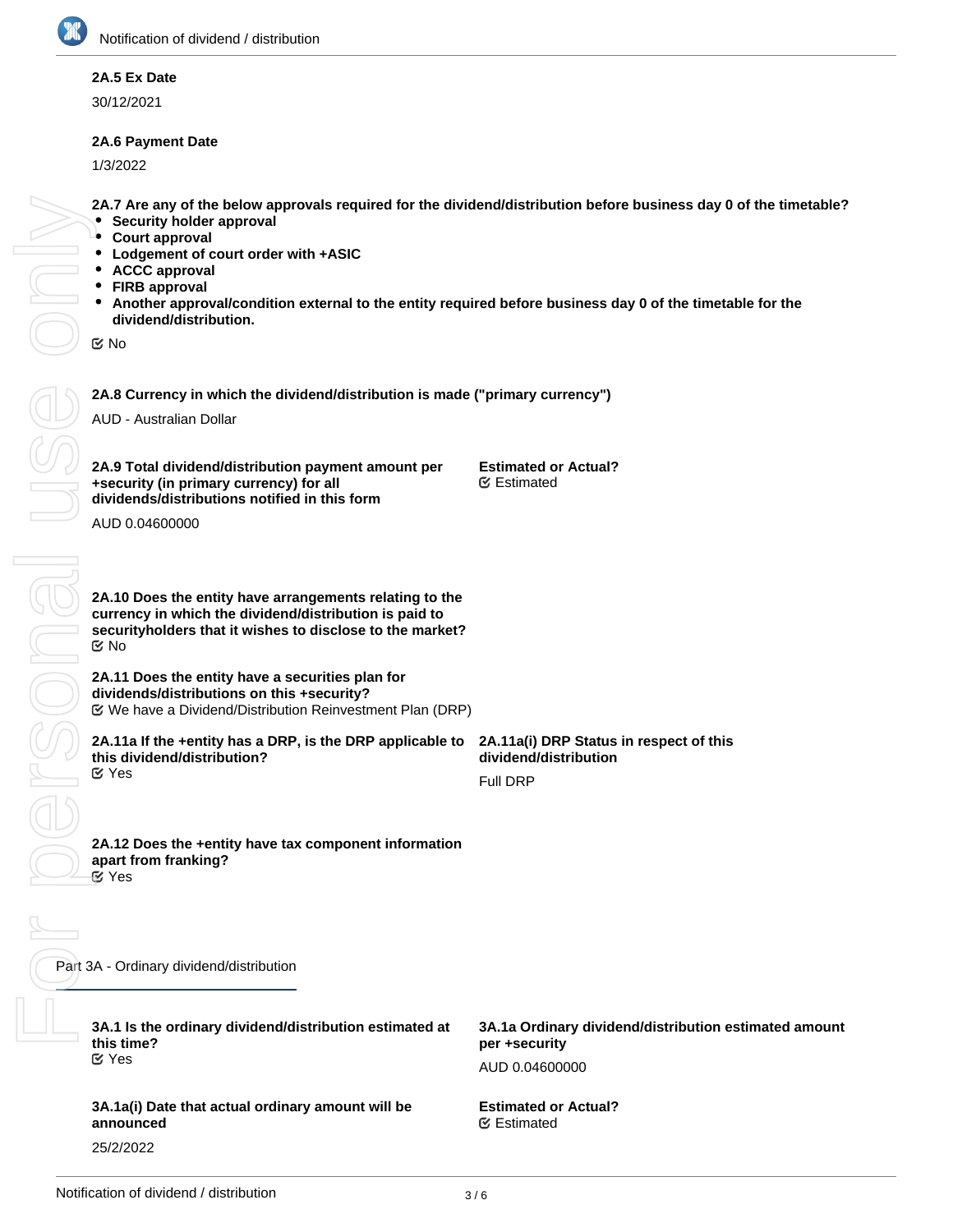**2A.5 Ex Date**

30/12/2021

**2A.6 Payment Date**

1/3/2022

**2A.7 Are any of the below approvals required for the dividend/distribution before business day 0 of the timetable?**

- **Security holder approval**
- **Court approval**
- **Lodgement of court order with +ASIC**
- **ACCC approval**
- **FIRB approval**
- **Another approval/condition external to the entity required before business day 0 of the timetable for the dividend/distribution.**

☑ No

**2A.8 Currency in which the dividend/distribution is made ("primary currency")**

AUD - Australian Dollar

**2A.9 Total dividend/distribution payment amount per +security (in primary currency) for all dividends/distributions notified in this form**

AUD 0.04600000

**Estimated or Actual?**
☑ Estimated

**2A.10 Does the entity have arrangements relating to the currency in which the dividend/distribution is paid to securityholders that it wishes to disclose to the market?**
☑ No

**2A.11 Does the entity have a securities plan for dividends/distributions on this +security?**
☑ We have a Dividend/Distribution Reinvestment Plan (DRP)

**2A.11a If the +entity has a DRP, is the DRP applicable to this dividend/distribution?**
☑ Yes

**2A.11a(i) DRP Status in respect of this dividend/distribution**

Full DRP

**2A.12 Does the +entity have tax component information apart from franking?**
☑ Yes

Part 3A - Ordinary dividend/distribution

**3A.1 Is the ordinary dividend/distribution estimated at this time?**
☑ Yes

**3A.1a Ordinary dividend/distribution estimated amount per +security**

AUD 0.04600000

**3A.1a(i) Date that actual ordinary amount will be announced**

25/2/2022

**Estimated or Actual?**
☑ Estimated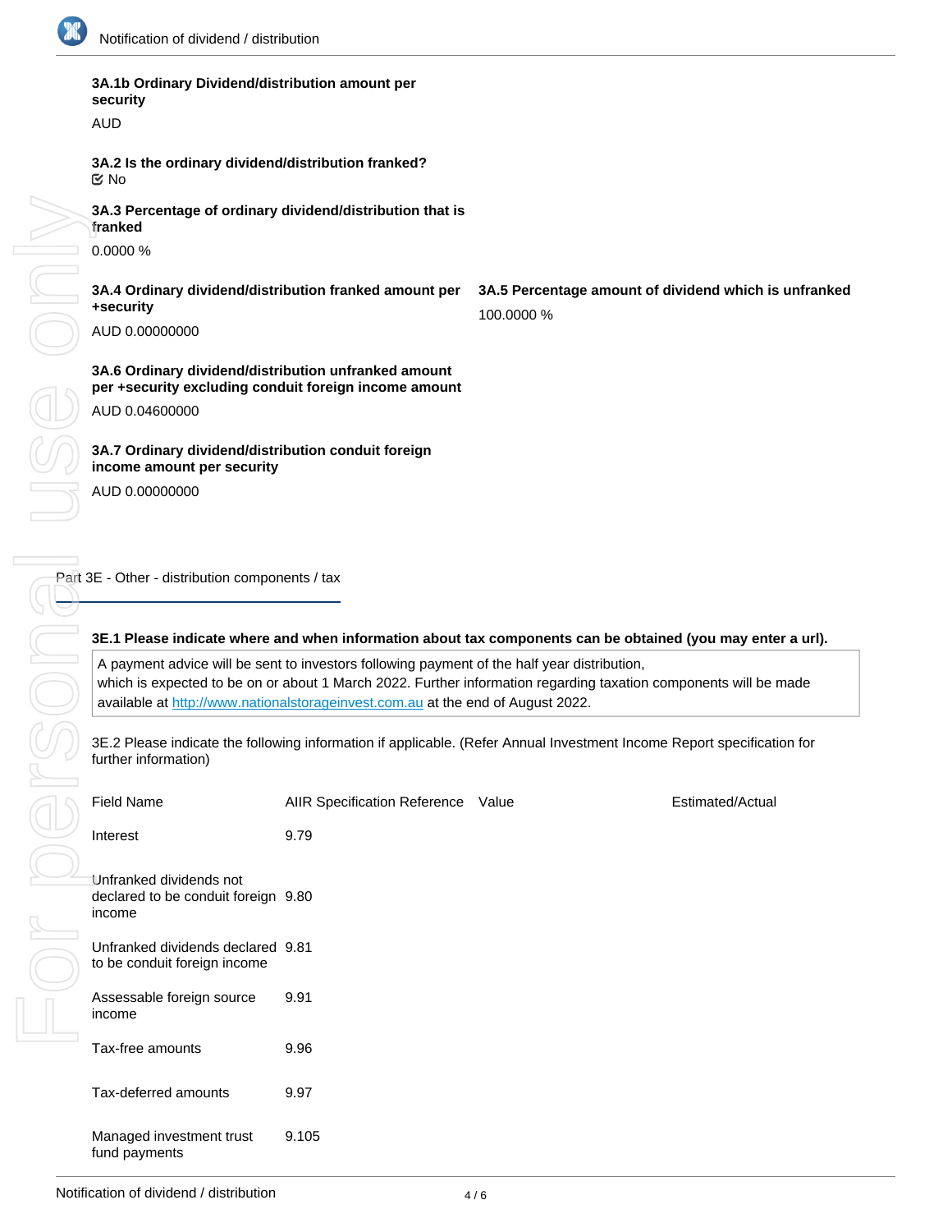**3A.1b Ordinary Dividend/distribution amount per security**

AUD

**3A.2 Is the ordinary dividend/distribution franked?**

☑ No

**3A.3 Percentage of ordinary dividend/distribution that is franked**

0.0000 %

**3A.4 Ordinary dividend/distribution franked amount per +security**

AUD 0.00000000

**3A.5 Percentage amount of dividend which is unfranked**

100.0000 %

**3A.6 Ordinary dividend/distribution unfranked amount per +security excluding conduit foreign income amount**

AUD 0.04600000

**3A.7 Ordinary dividend/distribution conduit foreign income amount per security**

AUD 0.00000000

## Part 3E - Other - distribution components / tax

**3E.1 Please indicate where and when information about tax components can be obtained (you may enter a url).**

A payment advice will be sent to investors following payment of the half year distribution, which is expected to be on or about 1 March 2022. Further information regarding taxation components will be made available at http://www.nationalstorageinvest.com.au at the end of August 2022.

3E.2 Please indicate the following information if applicable. (Refer Annual Investment Income Report specification for further information)

| Field Name | AIIR Specification Reference | Value | Estimated/Actual |
|---|---|---|---|
| Interest | 9.79 | | |
| Unfranked dividends not declared to be conduit foreign income | 9.80 | | |
| Unfranked dividends declared to be conduit foreign income | 9.81 | | |
| Assessable foreign source income | 9.91 | | |
| Tax-free amounts | 9.96 | | |
| Tax-deferred amounts | 9.97 | | |
| Managed investment trust fund payments | 9.105 | | |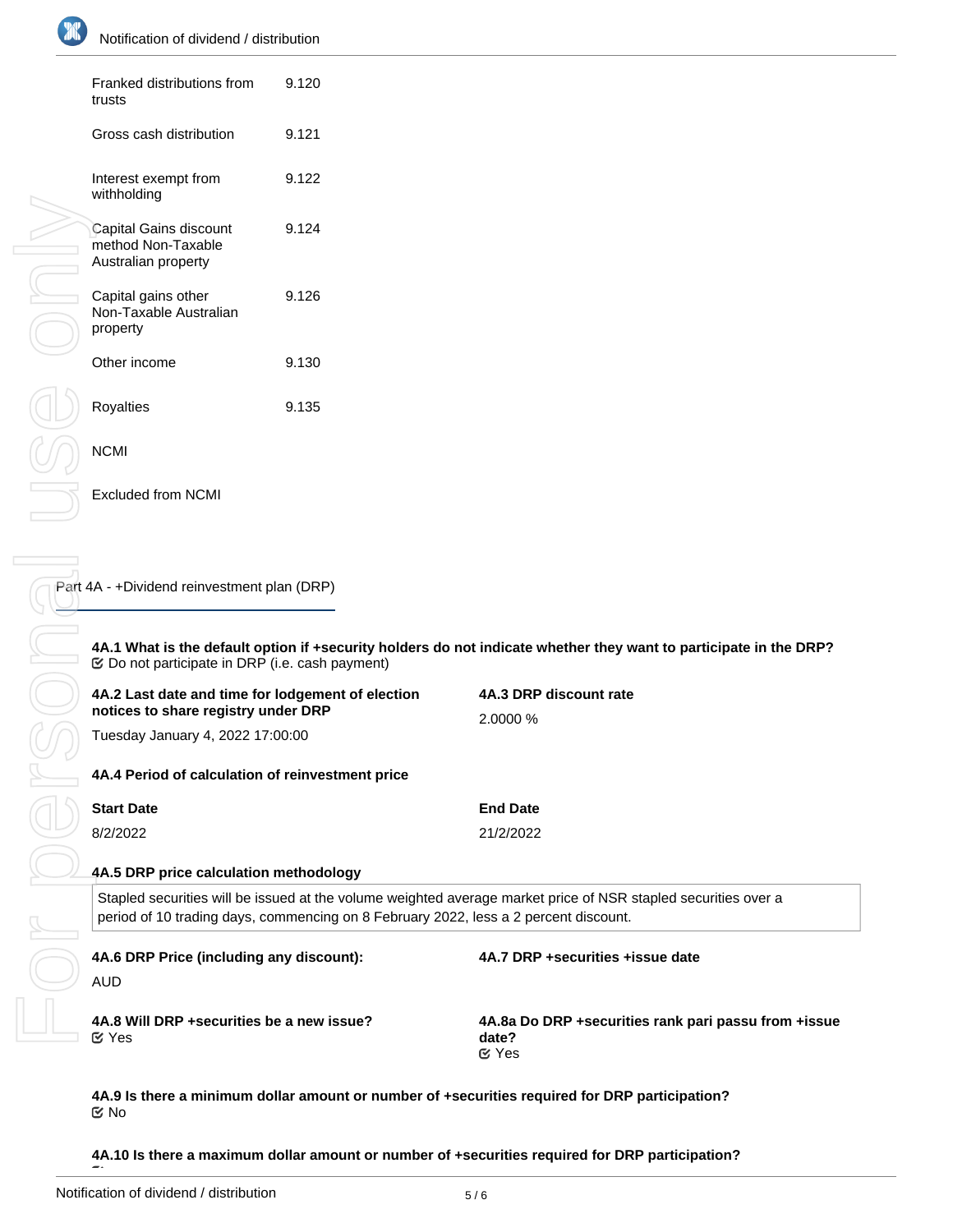| | |
|---|---|
| Franked distributions from trusts | 9.120 |
| Gross cash distribution | 9.121 |
| Interest exempt from withholding | 9.122 |
| Capital Gains discount method Non-Taxable Australian property | 9.124 |
| Capital gains other Non-Taxable Australian property | 9.126 |
| Other income | 9.130 |
| Royalties | 9.135 |
| NCMI | |
| Excluded from NCMI | |

## Part 4A - +Dividend reinvestment plan (DRP)

**4A.1 What is the default option if +security holders do not indicate whether they want to participate in the DRP?**
☑ Do not participate in DRP (i.e. cash payment)

**4A.2 Last date and time for lodgement of election notices to share registry under DRP**
Tuesday January 4, 2022 17:00:00

**4A.3 DRP discount rate**
2.0000 %

**4A.4 Period of calculation of reinvestment price**

| Start Date | End Date |
|---|---|
| 8/2/2022 | 21/2/2022 |

**4A.5 DRP price calculation methodology**

Stapled securities will be issued at the volume weighted average market price of NSR stapled securities over a period of 10 trading days, commencing on 8 February 2022, less a 2 percent discount.

**4A.6 DRP Price (including any discount):**
AUD

**4A.7 DRP +securities +issue date**

**4A.8 Will DRP +securities be a new issue?**
☑ Yes

**4A.8a Do DRP +securities rank pari passu from +issue date?**
☑ Yes

**4A.9 Is there a minimum dollar amount or number of +securities required for DRP participation?**
☑ No

**4A.10 Is there a maximum dollar amount or number of +securities required for DRP participation?**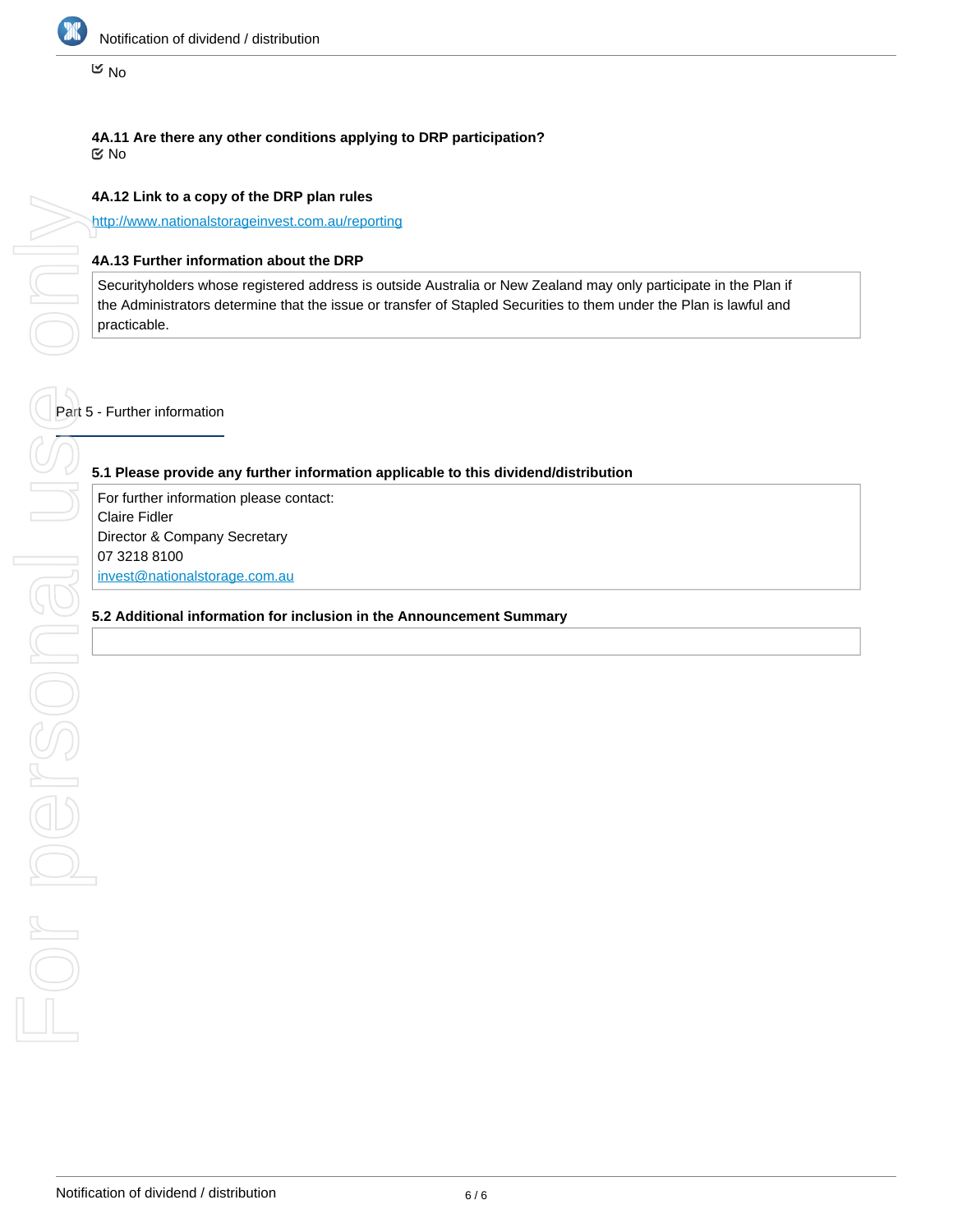☑ No

**4A.11 Are there any other conditions applying to DRP participation?**

☑ No

**4A.12 Link to a copy of the DRP plan rules**

http://www.nationalstorageinvest.com.au/reporting

**4A.13 Further information about the DRP**

Securityholders whose registered address is outside Australia or New Zealand may only participate in the Plan if the Administrators determine that the issue or transfer of Stapled Securities to them under the Plan is lawful and practicable.

## Part 5 - Further information

**5.1 Please provide any further information applicable to this dividend/distribution**

For further information please contact:
Claire Fidler
Director & Company Secretary
07 3218 8100
invest@nationalstorage.com.au

**5.2 Additional information for inclusion in the Announcement Summary**